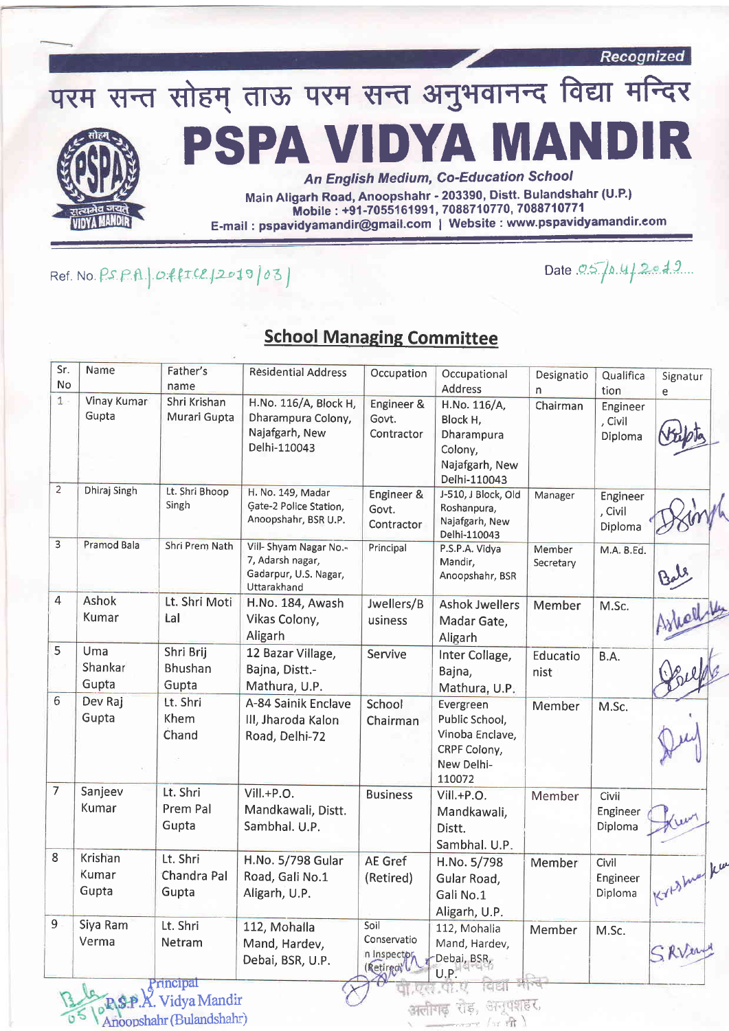Recognized

# परम सन्त सोहम् ताऊ परम सन्त अनुभवानन्द विद्या मन्दिर

# PSPA VIDYA MANDIR

*An English Medium, Co-Education School*

**Main Aligarh Road, Anoopshahr - 203390, Distt. Bulandshahr (U.P.)**
**Mobile : +91-7055161991, 7088710770, 7088710771**
**E-mail : pspavidyamandir@gmail.com | Website : www.pspavidyamandir.com**

Ref. No. P.S.P.A./Office/2019/03/ Date 05/04/2019

## School Managing Committee

| Sr. No | Name | Father's name | Residential Address | Occupation | Occupational Address | Designation | Qualification | Signature |
|---|---|---|---|---|---|---|---|---|
| 1 | Vinay Kumar Gupta | Shri Krishan Murari Gupta | H.No. 116/A, Block H, Dharampura Colony, Najafgarh, New Delhi-110043 | Engineer & Govt. Contractor | H.No. 116/A, Block H, Dharampura Colony, Najafgarh, New Delhi-110043 | Chairman | Engineer, Civil Diploma | Gupta |
| 2 | Dhiraj Singh | Lt. Shri Bhoop Singh | H. No. 149, Madar Gate-2 Police Station, Anoopshahr, BSR U.P. | Engineer & Govt. Contractor | J-510, J Block, Old Roshanpura, Najafgarh, New Delhi-110043 | Manager | Engineer, Civil Diploma | D Singh |
| 3 | Pramod Bala | Shri Prem Nath | Vill- Shyam Nagar No.-7, Adarsh nagar, Gadarpur, U.S. Nagar, Uttarakhand | Principal | P.S.P.A. Vidya Mandir, Anoopshahr, BSR | Member Secretary | M.A. B.Ed. | Bala |
| 4 | Ashok Kumar | Lt. Shri Moti Lal | H.No. 184, Awash Vikas Colony, Aligarh | Jwellers/Business | Ashok Jwellers Madar Gate, Aligarh | Member | M.Sc. | Ashok Ku |
| 5 | Uma Shankar Gupta | Shri Brij Bhushan Gupta | 12 Bazar Village, Bajna, Distt.-Mathura, U.P. | Servive | Inter Collage, Bajna, Mathura, U.P. | Educationist | B.A. | Gupta |
| 6 | Dev Raj Gupta | Lt. Shri Khem Chand | A-84 Sainik Enclave III, Jharoda Kalon Road, Delhi-72 | School Chairman | Evergreen Public School, Vinoba Enclave, CRPF Colony, New Delhi-110072 | Member | M.Sc. | Devraj |
| 7 | Sanjeev Kumar | Lt. Shri Prem Pal Gupta | Vill.+P.O. Mandkawali, Distt. Sambhal. U.P. | Business | Vill.+P.O. Mandkawali, Distt. Sambhal. U.P. | Member | Civil Engineer Diploma | S Kumar |
| 8 | Krishan Kumar Gupta | Lt. Shri Chandra Pal Gupta | H.No. 5/798 Gular Road, Gali No.1 Aligarh, U.P. | AE Gref (Retired) | H.No. 5/798 Gular Road, Gali No.1 Aligarh, U.P. | Member | Civil Engineer Diploma | Krishan Kumar |
| 9 | Siya Ram Verma | Lt. Shri Netram | 112, Mohalla Mand, Hardev, Debai, BSR, U.P. | Soil Conservation Inspector (Retired) | 112, Mohalla Mand, Hardev, Debai, BSR, U.P. | Member | M.Sc. | S R Verma |

Principal
P.S.P.A. Vidya Mandir
Anoopshahr (Bulandshahr)

प्रबन्धक
पी.एस.पी.ए. विद्या मन्दिर
अलीगढ़ रोड, अनूपशहर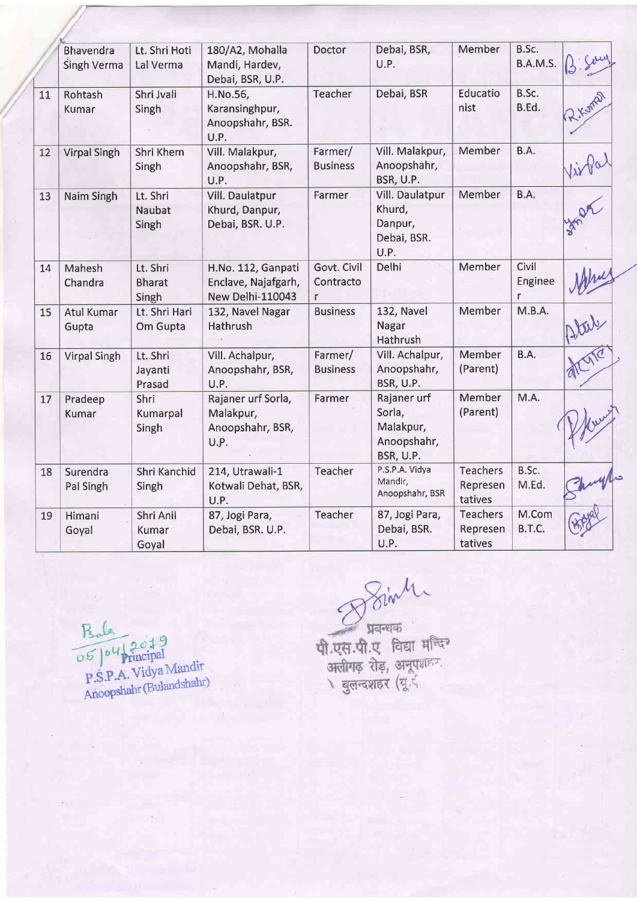| | | | | | | | | |
|---|---|---|---|---|---|---|---|---|
| | Bhavendra Singh Verma | Lt. Shri Hoti Lal Verma | 180/A2, Mohalla Mandi, Hardev, Debai, BSR, U.P. | Doctor | Debai, BSR, U.P. | Member | B.Sc. B.A.M.S. | B. Sony |
| 11 | Rohtash Kumar | Shri Jvali Singh | H.No.56, Karansinghpur, Anoopshahr, BSR. U.P. | Teacher | Debai, BSR | Educationist | B.Sc. B.Ed. | R.Kumar |
| 12 | Virpal Singh | Shri Khem Singh | Vill. Malakpur, Anoopshahr, BSR, U.P. | Farmer/ Business | Vill. Malakpur, Anoopshahr, BSR, U.P. | Member | B.A. | VirPal |
| 13 | Naim Singh | Lt. Shri Naubat Singh | Vill. Daulatpur Khurd, Danpur, Debai, BSR. U.P. | Farmer | Vill. Daulatpur Khurd, Danpur, Debai, BSR. U.P. | Member | B.A. | |
| 14 | Mahesh Chandra | Lt. Shri Bharat Singh | H.No. 112, Ganpati Enclave, Najafgarh, New Delhi-110043 | Govt. Civil Contractor | Delhi | Member | Civil Engineer | |
| 15 | Atul Kumar Gupta | Lt. Shri Hari Om Gupta | 132, Navel Nagar Hathrush | Business | 132, Navel Nagar Hathrush | Member | M.B.A. | Atul |
| 16 | Virpal Singh | Lt. Shri Jayanti Prasad | Vill. Achalpur, Anoopshahr, BSR, U.P. | Farmer/ Business | Vill. Achalpur, Anoopshahr, BSR, U.P. | Member (Parent) | B.A. | |
| 17 | Pradeep Kumar | Shri Kumarpal Singh | Rajaner urf Sorla, Malakpur, Anoopshahr, BSR, U.P. | Farmer | Rajaner urf Sorla, Malakpur, Anoopshahr, BSR, U.P. | Member (Parent) | M.A. | PKumar |
| 18 | Surendra Pal Singh | Shri Kanchid Singh | 214, Utrawali-1 Kotwali Dehat, BSR, U.P. | Teacher | P.S.P.A. Vidya Mandir, Anoopshahr, BSR | Teachers Representatives | B.Sc. M.Ed. | |
| 19 | Himani Goyal | Shri Anil Kumar Goyal | 87, Jogi Para, Debai, BSR. U.P. | Teacher | 87, Jogi Para, Debai, BSR. U.P. | Teachers Representatives | M.Com B.T.C. | Goyal |

Bala
05/04/2019
Principal
P.S.P.A. Vidya Mandir
Anoopshahr (Bulandshahr)

प्रबन्धक
पी.एस.पी.ए. विद्या मन्दिर
अलीगढ़ रोड़, अनूपशहर,
बुलन्दशहर (यू.पी.)